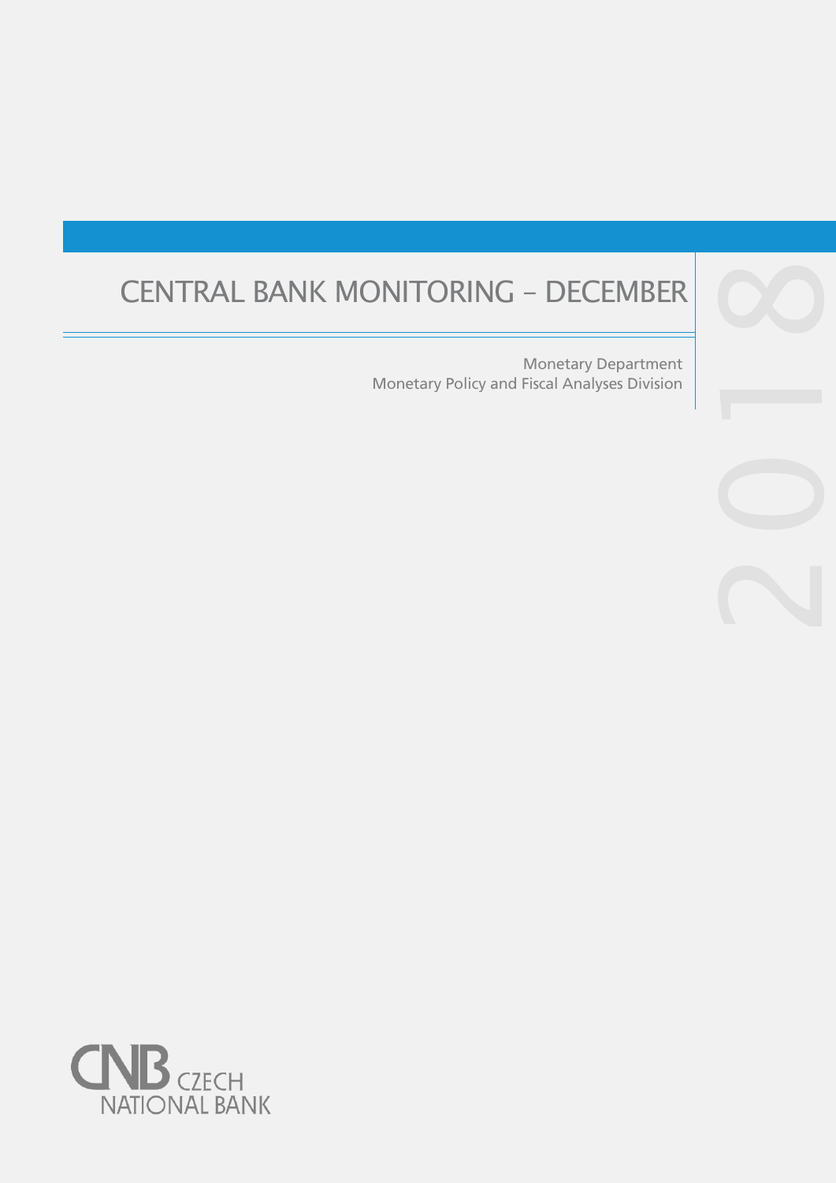# CENTRAL BANK MONITORING – DECEMBER 2018

Monetary Department
Monetary Policy and Fiscal Analyses Division

CNB CZECH NATIONAL BANK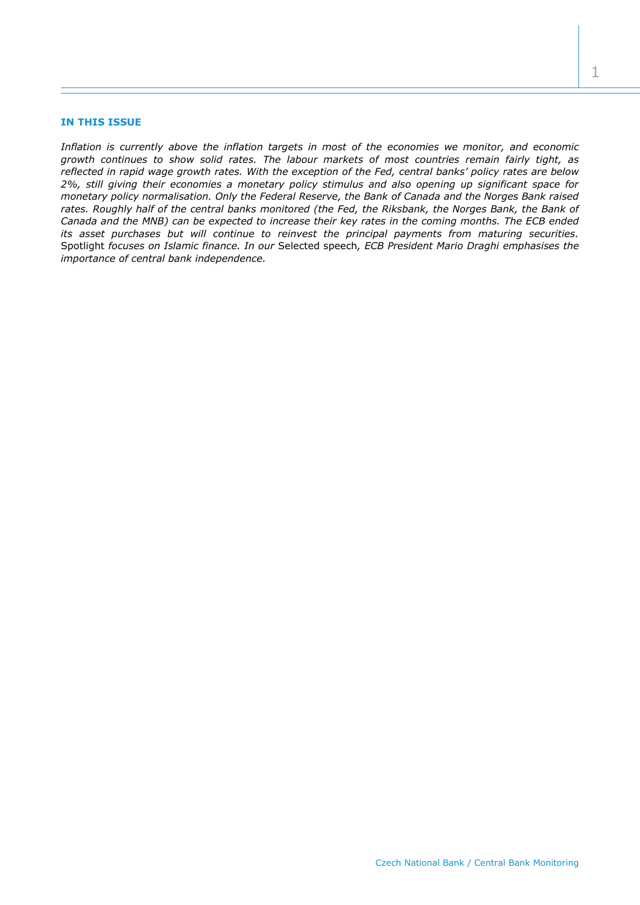## IN THIS ISSUE

*Inflation is currently above the inflation targets in most of the economies we monitor, and economic growth continues to show solid rates. The labour markets of most countries remain fairly tight, as reflected in rapid wage growth rates. With the exception of the Fed, central banks' policy rates are below 2%, still giving their economies a monetary policy stimulus and also opening up significant space for monetary policy normalisation. Only the Federal Reserve, the Bank of Canada and the Norges Bank raised rates. Roughly half of the central banks monitored (the Fed, the Riksbank, the Norges Bank, the Bank of Canada and the MNB) can be expected to increase their key rates in the coming months. The ECB ended its asset purchases but will continue to reinvest the principal payments from maturing securities.* Spotlight *focuses on Islamic finance. In our* Selected speech*, ECB President Mario Draghi emphasises the importance of central bank independence.*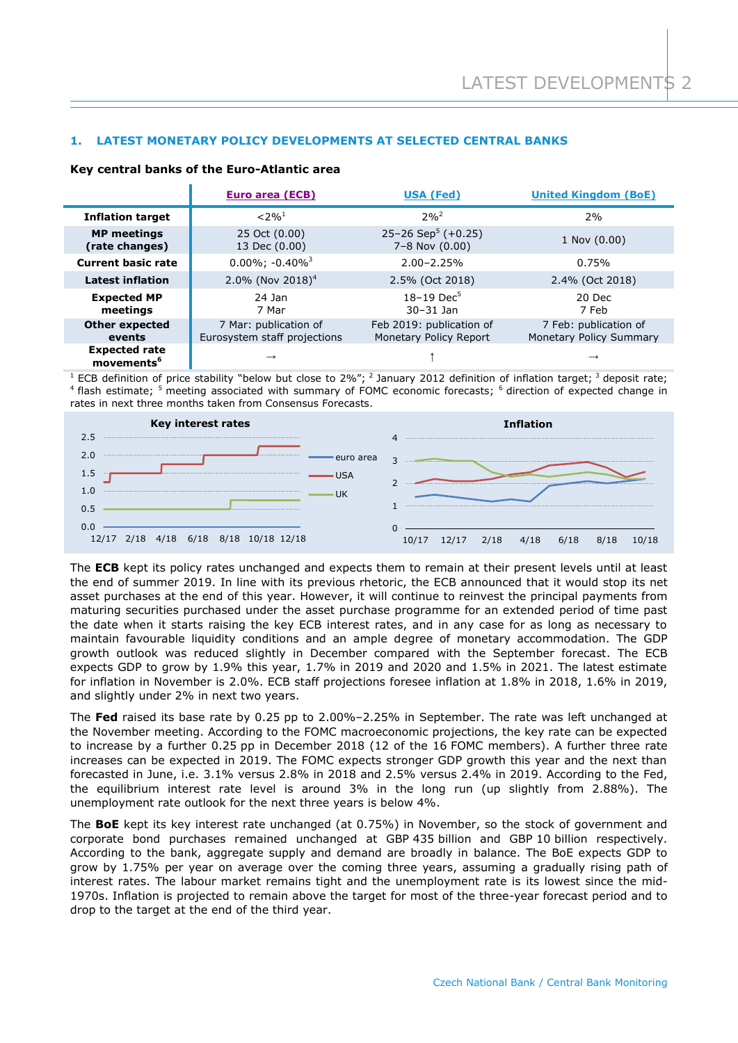## 1. LATEST MONETARY POLICY DEVELOPMENTS AT SELECTED CENTRAL BANKS

**Key central banks of the Euro-Atlantic area**

| | Euro area (ECB) | USA (Fed) | United Kingdom (BoE) |
|---|---|---|---|
| **Inflation target** | <2%[1] | 2%[2] | 2% |
| **MP meetings (rate changes)** | 25 Oct (0.00) 13 Dec (0.00) | 25–26 Sep[5] (+0.25) 7–8 Nov (0.00) | 1 Nov (0.00) |
| **Current basic rate** | 0.00%; -0.40%[3] | 2.00–2.25% | 0.75% |
| **Latest inflation** | 2.0% (Nov 2018)[4] | 2.5% (Oct 2018) | 2.4% (Oct 2018) |
| **Expected MP meetings** | 24 Jan 7 Mar | 18–19 Dec[5] 30–31 Jan | 20 Dec 7 Feb |
| **Other expected events** | 7 Mar: publication of Eurosystem staff projections | Feb 2019: publication of Monetary Policy Report | 7 Feb: publication of Monetary Policy Summary |
| **Expected rate movements[6]** | → | ↑ | → |

[1] ECB definition of price stability "below but close to 2%"; [2] January 2012 definition of inflation target; [3] deposit rate; [4] flash estimate; [5] meeting associated with summary of FOMC economic forecasts; [6] direction of expected change in rates in next three months taken from Consensus Forecasts.

The **ECB** kept its policy rates unchanged and expects them to remain at their present levels until at least the end of summer 2019. In line with its previous rhetoric, the ECB announced that it would stop its net asset purchases at the end of this year. However, it will continue to reinvest the principal payments from maturing securities purchased under the asset purchase programme for an extended period of time past the date when it starts raising the key ECB interest rates, and in any case for as long as necessary to maintain favourable liquidity conditions and an ample degree of monetary accommodation. The GDP growth outlook was reduced slightly in December compared with the September forecast. The ECB expects GDP to grow by 1.9% this year, 1.7% in 2019 and 2020 and 1.5% in 2021. The latest estimate for inflation in November is 2.0%. ECB staff projections foresee inflation at 1.8% in 2018, 1.6% in 2019, and slightly under 2% in next two years.

The **Fed** raised its base rate by 0.25 pp to 2.00%–2.25% in September. The rate was left unchanged at the November meeting. According to the FOMC macroeconomic projections, the key rate can be expected to increase by a further 0.25 pp in December 2018 (12 of the 16 FOMC members). A further three rate increases can be expected in 2019. The FOMC expects stronger GDP growth this year and the next than forecasted in June, i.e. 3.1% versus 2.8% in 2018 and 2.5% versus 2.4% in 2019. According to the Fed, the equilibrium interest rate level is around 3% in the long run (up slightly from 2.88%). The unemployment rate outlook for the next three years is below 4%.

The **BoE** kept its key interest rate unchanged (at 0.75%) in November, so the stock of government and corporate bond purchases remained unchanged at GBP 435 billion and GBP 10 billion respectively. According to the bank, aggregate supply and demand are broadly in balance. The BoE expects GDP to grow by 1.75% per year on average over the coming three years, assuming a gradually rising path of interest rates. The labour market remains tight and the unemployment rate is its lowest since the mid-1970s. Inflation is projected to remain above the target for most of the three-year forecast period and to drop to the target at the end of the third year.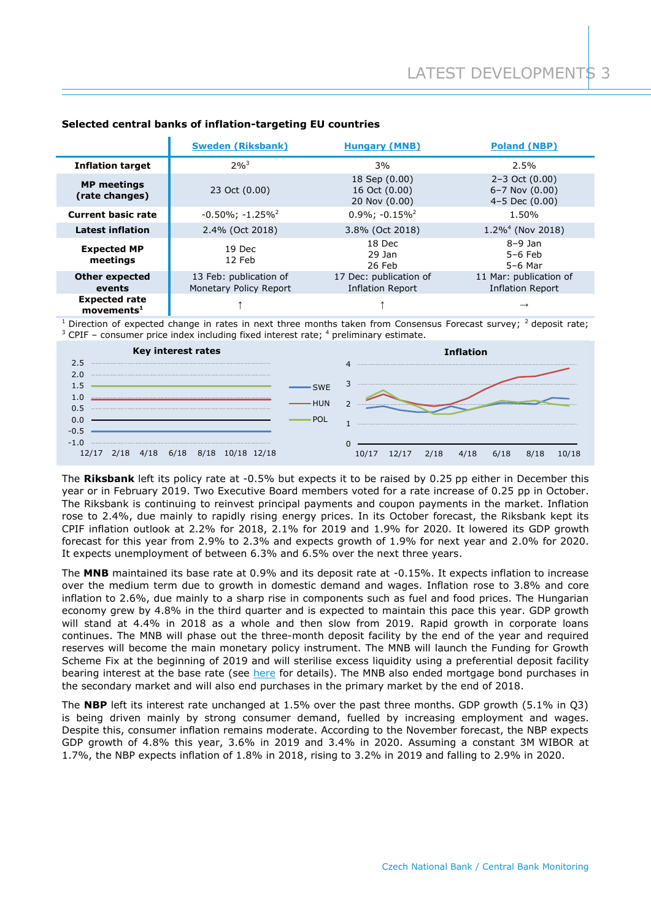**Selected central banks of inflation-targeting EU countries**

| | Sweden (Riksbank) | Hungary (MNB) | Poland (NBP) |
|---|---|---|---|
| **Inflation target** | 2%[3] | 3% | 2.5% |
| **MP meetings (rate changes)** | 23 Oct (0.00) | 18 Sep (0.00)<br>16 Oct (0.00)<br>20 Nov (0.00) | 2–3 Oct (0.00)<br>6–7 Nov (0.00)<br>4–5 Dec (0.00) |
| **Current basic rate** | -0.50%; -1.25%[2] | 0.9%; -0.15%[2] | 1.50% |
| **Latest inflation** | 2.4% (Oct 2018) | 3.8% (Oct 2018) | 1.2%[4] (Nov 2018) |
| **Expected MP meetings** | 19 Dec<br>12 Feb | 18 Dec<br>29 Jan<br>26 Feb | 8–9 Jan<br>5–6 Feb<br>5–6 Mar |
| **Other expected events** | 13 Feb: publication of Monetary Policy Report | 17 Dec: publication of Inflation Report | 11 Mar: publication of Inflation Report |
| **Expected rate movements[1]** | ↑ | ↑ | → |

[1] Direction of expected change in rates in next three months taken from Consensus Forecast survey; [2] deposit rate; [3] CPIF – consumer price index including fixed interest rate; [4] preliminary estimate.

The **Riksbank** left its policy rate at -0.5% but expects it to be raised by 0.25 pp either in December this year or in February 2019. Two Executive Board members voted for a rate increase of 0.25 pp in October. The Riksbank is continuing to reinvest principal payments and coupon payments in the market. Inflation rose to 2.4%, due mainly to rapidly rising energy prices. In its October forecast, the Riksbank kept its CPIF inflation outlook at 2.2% for 2018, 2.1% for 2019 and 1.9% for 2020. It lowered its GDP growth forecast for this year from 2.9% to 2.3% and expects growth of 1.9% for next year and 2.0% for 2020. It expects unemployment of between 6.3% and 6.5% over the next three years.

The **MNB** maintained its base rate at 0.9% and its deposit rate at -0.15%. It expects inflation to increase over the medium term due to growth in domestic demand and wages. Inflation rose to 3.8% and core inflation to 2.6%, due mainly to a sharp rise in components such as fuel and food prices. The Hungarian economy grew by 4.8% in the third quarter and is expected to maintain this pace this year. GDP growth will stand at 4.4% in 2018 as a whole and then slow from 2019. Rapid growth in corporate loans continues. The MNB will phase out the three-month deposit facility by the end of the year and required reserves will become the main monetary policy instrument. The MNB will launch the Funding for Growth Scheme Fix at the beginning of 2019 and will sterilise excess liquidity using a preferential deposit facility bearing interest at the base rate (see here for details). The MNB also ended mortgage bond purchases in the secondary market and will also end purchases in the primary market by the end of 2018.

The **NBP** left its interest rate unchanged at 1.5% over the past three months. GDP growth (5.1% in Q3) is being driven mainly by strong consumer demand, fuelled by increasing employment and wages. Despite this, consumer inflation remains moderate. According to the November forecast, the NBP expects GDP growth of 4.8% this year, 3.6% in 2019 and 3.4% in 2020. Assuming a constant 3M WIBOR at 1.7%, the NBP expects inflation of 1.8% in 2018, rising to 3.2% in 2019 and falling to 2.9% in 2020.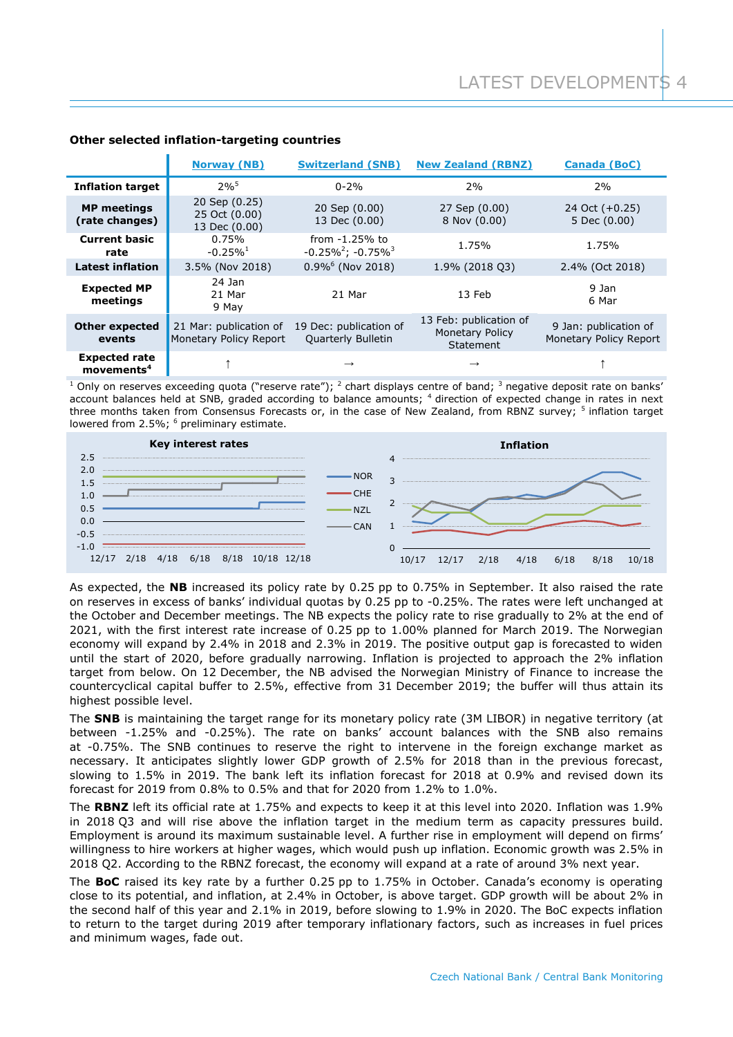### Other selected inflation-targeting countries

| | Norway (NB) | Switzerland (SNB) | New Zealand (RBNZ) | Canada (BoC) |
|---|---|---|---|---|
| **Inflation target** | 2%[5] | 0-2% | 2% | 2% |
| **MP meetings (rate changes)** | 20 Sep (0.25)<br>25 Oct (0.00)<br>13 Dec (0.00) | 20 Sep (0.00)<br>13 Dec (0.00) | 27 Sep (0.00)<br>8 Nov (0.00) | 24 Oct (+0.25)<br>5 Dec (0.00) |
| **Current basic rate** | 0.75%<br>-0.25%[1] | from -1.25% to -0.25%[2]; -0.75%[3] | 1.75% | 1.75% |
| **Latest inflation** | 3.5% (Nov 2018) | 0.9%[6] (Nov 2018) | 1.9% (2018 Q3) | 2.4% (Oct 2018) |
| **Expected MP meetings** | 24 Jan<br>21 Mar<br>9 May | 21 Mar | 13 Feb | 9 Jan<br>6 Mar |
| **Other expected events** | 21 Mar: publication of Monetary Policy Report | 19 Dec: publication of Quarterly Bulletin | 13 Feb: publication of Monetary Policy Statement | 9 Jan: publication of Monetary Policy Report |
| **Expected rate movements[4]** | ↑ | → | → | ↑ |

[1] Only on reserves exceeding quota ("reserve rate"); [2] chart displays centre of band; [3] negative deposit rate on banks' account balances held at SNB, graded according to balance amounts; [4] direction of expected change in rates in next three months taken from Consensus Forecasts or, in the case of New Zealand, from RBNZ survey; [5] inflation target lowered from 2.5%; [6] preliminary estimate.

**Key interest rates** — **Inflation**

As expected, the **NB** increased its policy rate by 0.25 pp to 0.75% in September. It also raised the rate on reserves in excess of banks' individual quotas by 0.25 pp to -0.25%. The rates were left unchanged at the October and December meetings. The NB expects the policy rate to rise gradually to 2% at the end of 2021, with the first interest rate increase of 0.25 pp to 1.00% planned for March 2019. The Norwegian economy will expand by 2.4% in 2018 and 2.3% in 2019. The positive output gap is forecasted to widen until the start of 2020, before gradually narrowing. Inflation is projected to approach the 2% inflation target from below. On 12 December, the NB advised the Norwegian Ministry of Finance to increase the countercyclical capital buffer to 2.5%, effective from 31 December 2019; the buffer will thus attain its highest possible level.

The **SNB** is maintaining the target range for its monetary policy rate (3M LIBOR) in negative territory (at between -1.25% and -0.25%). The rate on banks' account balances with the SNB also remains at -0.75%. The SNB continues to reserve the right to intervene in the foreign exchange market as necessary. It anticipates slightly lower GDP growth of 2.5% for 2018 than in the previous forecast, slowing to 1.5% in 2019. The bank left its inflation forecast for 2018 at 0.9% and revised down its forecast for 2019 from 0.8% to 0.5% and that for 2020 from 1.2% to 1.0%.

The **RBNZ** left its official rate at 1.75% and expects to keep it at this level into 2020. Inflation was 1.9% in 2018 Q3 and will rise above the inflation target in the medium term as capacity pressures build. Employment is around its maximum sustainable level. A further rise in employment will depend on firms' willingness to hire workers at higher wages, which would push up inflation. Economic growth was 2.5% in 2018 Q2. According to the RBNZ forecast, the economy will expand at a rate of around 3% next year.

The **BoC** raised its key rate by a further 0.25 pp to 1.75% in October. Canada's economy is operating close to its potential, and inflation, at 2.4% in October, is above target. GDP growth will be about 2% in the second half of this year and 2.1% in 2019, before slowing to 1.9% in 2020. The BoC expects inflation to return to the target during 2019 after temporary inflationary factors, such as increases in fuel prices and minimum wages, fade out.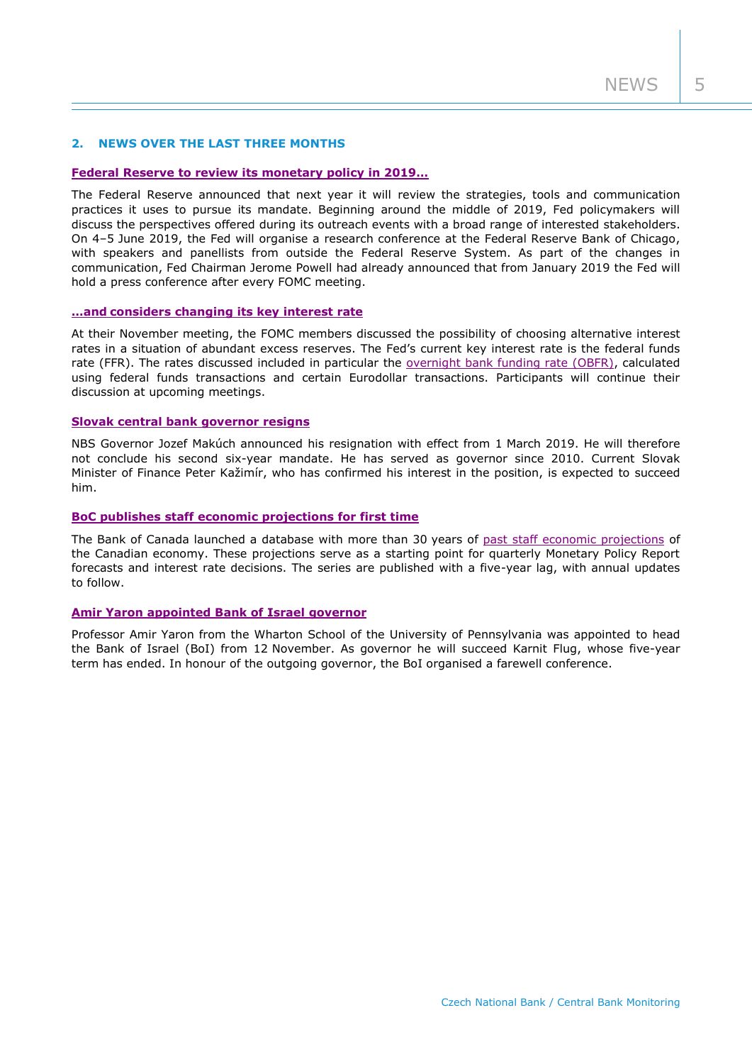## 2. NEWS OVER THE LAST THREE MONTHS

### Federal Reserve to review its monetary policy in 2019…

The Federal Reserve announced that next year it will review the strategies, tools and communication practices it uses to pursue its mandate. Beginning around the middle of 2019, Fed policymakers will discuss the perspectives offered during its outreach events with a broad range of interested stakeholders. On 4–5 June 2019, the Fed will organise a research conference at the Federal Reserve Bank of Chicago, with speakers and panellists from outside the Federal Reserve System. As part of the changes in communication, Fed Chairman Jerome Powell had already announced that from January 2019 the Fed will hold a press conference after every FOMC meeting.

### …and considers changing its key interest rate

At their November meeting, the FOMC members discussed the possibility of choosing alternative interest rates in a situation of abundant excess reserves. The Fed's current key interest rate is the federal funds rate (FFR). The rates discussed included in particular the overnight bank funding rate (OBFR), calculated using federal funds transactions and certain Eurodollar transactions. Participants will continue their discussion at upcoming meetings.

### Slovak central bank governor resigns

NBS Governor Jozef Makúch announced his resignation with effect from 1 March 2019. He will therefore not conclude his second six-year mandate. He has served as governor since 2010. Current Slovak Minister of Finance Peter Kažimír, who has confirmed his interest in the position, is expected to succeed him.

### BoC publishes staff economic projections for first time

The Bank of Canada launched a database with more than 30 years of past staff economic projections of the Canadian economy. These projections serve as a starting point for quarterly Monetary Policy Report forecasts and interest rate decisions. The series are published with a five-year lag, with annual updates to follow.

### Amir Yaron appointed Bank of Israel governor

Professor Amir Yaron from the Wharton School of the University of Pennsylvania was appointed to head the Bank of Israel (BoI) from 12 November. As governor he will succeed Karnit Flug, whose five-year term has ended. In honour of the outgoing governor, the BoI organised a farewell conference.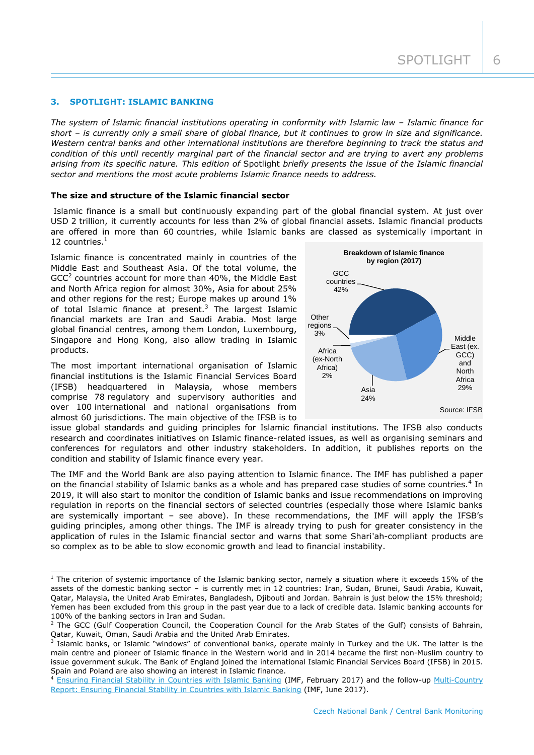### 3. SPOTLIGHT: ISLAMIC BANKING

*The system of Islamic financial institutions operating in conformity with Islamic law – Islamic finance for short – is currently only a small share of global finance, but it continues to grow in size and significance. Western central banks and other international institutions are therefore beginning to track the status and condition of this until recently marginal part of the financial sector and are trying to avert any problems arising from its specific nature. This edition of* Spotlight *briefly presents the issue of the Islamic financial sector and mentions the most acute problems Islamic finance needs to address.*

**The size and structure of the Islamic financial sector**

Islamic finance is a small but continuously expanding part of the global financial system. At just over USD 2 trillion, it currently accounts for less than 2% of global financial assets. Islamic financial products are offered in more than 60 countries, while Islamic banks are classed as systemically important in 12 countries.[1]

Islamic finance is concentrated mainly in countries of the Middle East and Southeast Asia. Of the total volume, the GCC[2] countries account for more than 40%, the Middle East and North Africa region for almost 30%, Asia for about 25% and other regions for the rest; Europe makes up around 1% of total Islamic finance at present.[3] The largest Islamic financial markets are Iran and Saudi Arabia. Most large global financial centres, among them London, Luxembourg, Singapore and Hong Kong, also allow trading in Islamic products.

**Breakdown of Islamic finance by region (2017)**

| Region | Share |
|---|---|
| GCC countries | 42% |
| Middle East (ex. GCC) and North Africa | 29% |
| Asia | 24% |
| Africa (ex-North Africa) | 2% |
| Other regions | 3% |

Source: IFSB

The most important international organisation of Islamic financial institutions is the Islamic Financial Services Board (IFSB) headquartered in Malaysia, whose members comprise 78 regulatory and supervisory authorities and over 100 international and national organisations from almost 60 jurisdictions. The main objective of the IFSB is to issue global standards and guiding principles for Islamic financial institutions. The IFSB also conducts research and coordinates initiatives on Islamic finance-related issues, as well as organising seminars and conferences for regulators and other industry stakeholders. In addition, it publishes reports on the condition and stability of Islamic finance every year.

The IMF and the World Bank are also paying attention to Islamic finance. The IMF has published a paper on the financial stability of Islamic banks as a whole and has prepared case studies of some countries.[4] In 2019, it will also start to monitor the condition of Islamic banks and issue recommendations on improving regulation in reports on the financial sectors of selected countries (especially those where Islamic banks are systemically important – see above). In these recommendations, the IMF will apply the IFSB's guiding principles, among other things. The IMF is already trying to push for greater consistency in the application of rules in the Islamic financial sector and warns that some Shari'ah-compliant products are so complex as to be able to slow economic growth and lead to financial instability.

---

[1] The criterion of systemic importance of the Islamic banking sector, namely a situation where it exceeds 15% of the assets of the domestic banking sector – is currently met in 12 countries: Iran, Sudan, Brunei, Saudi Arabia, Kuwait, Qatar, Malaysia, the United Arab Emirates, Bangladesh, Djibouti and Jordan. Bahrain is just below the 15% threshold; Yemen has been excluded from this group in the past year due to a lack of credible data. Islamic banking accounts for 100% of the banking sectors in Iran and Sudan.

[2] The GCC (Gulf Cooperation Council, the Cooperation Council for the Arab States of the Gulf) consists of Bahrain, Qatar, Kuwait, Oman, Saudi Arabia and the United Arab Emirates.

[3] Islamic banks, or Islamic "windows" of conventional banks, operate mainly in Turkey and the UK. The latter is the main centre and pioneer of Islamic finance in the Western world and in 2014 became the first non-Muslim country to issue government sukuk. The Bank of England joined the international Islamic Financial Services Board (IFSB) in 2015. Spain and Poland are also showing an interest in Islamic finance.

[4] Ensuring Financial Stability in Countries with Islamic Banking (IMF, February 2017) and the follow-up Multi-Country Report: Ensuring Financial Stability in Countries with Islamic Banking (IMF, June 2017).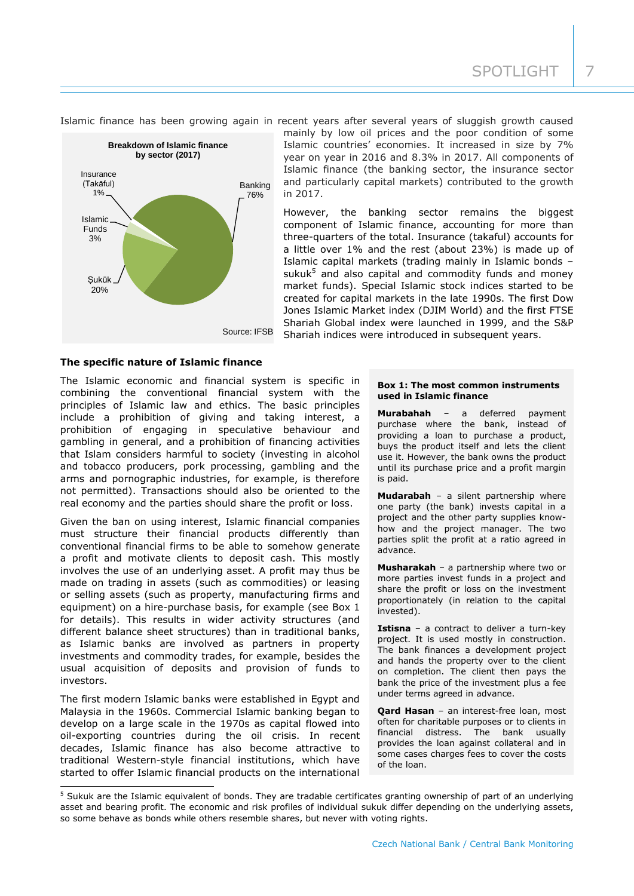Islamic finance has been growing again in recent years after several years of sluggish growth caused mainly by low oil prices and the poor condition of some Islamic countries' economies. It increased in size by 7% year on year in 2016 and 8.3% in 2017. All components of Islamic finance (the banking sector, the insurance sector and particularly capital markets) contributed to the growth in 2017.

**Breakdown of Islamic finance by sector (2017)**

| Sector | Share |
|---|---|
| Banking | 76% |
| Ṣukūk | 20% |
| Islamic Funds | 3% |
| Insurance (Takāful) | 1% |

Source: IFSB

However, the banking sector remains the biggest component of Islamic finance, accounting for more than three-quarters of the total. Insurance (takaful) accounts for a little over 1% and the rest (about 23%) is made up of Islamic capital markets (trading mainly in Islamic bonds – sukuk[5] and also capital and commodity funds and money market funds). Special Islamic stock indices started to be created for capital markets in the late 1990s. The first Dow Jones Islamic Market index (DJIM World) and the first FTSE Shariah Global index were launched in 1999, and the S&P Shariah indices were introduced in subsequent years.

### The specific nature of Islamic finance

The Islamic economic and financial system is specific in combining the conventional financial system with the principles of Islamic law and ethics. The basic principles include a prohibition of giving and taking interest, a prohibition of engaging in speculative behaviour and gambling in general, and a prohibition of financing activities that Islam considers harmful to society (investing in alcohol and tobacco producers, pork processing, gambling and the arms and pornographic industries, for example, is therefore not permitted). Transactions should also be oriented to the real economy and the parties should share the profit or loss.

Given the ban on using interest, Islamic financial companies must structure their financial products differently than conventional financial firms to be able to somehow generate a profit and motivate clients to deposit cash. This mostly involves the use of an underlying asset. A profit may thus be made on trading in assets (such as commodities) or leasing or selling assets (such as property, manufacturing firms and equipment) on a hire-purchase basis, for example (see Box 1 for details). This results in wider activity structures (and different balance sheet structures) than in traditional banks, as Islamic banks are involved as partners in property investments and commodity trades, for example, besides the usual acquisition of deposits and provision of funds to investors.

The first modern Islamic banks were established in Egypt and Malaysia in the 1960s. Commercial Islamic banking began to develop on a large scale in the 1970s as capital flowed into oil-exporting countries during the oil crisis. In recent decades, Islamic finance has also become attractive to traditional Western-style financial institutions, which have started to offer Islamic financial products on the international

**Box 1: The most common instruments used in Islamic finance**

**Murabahah** – a deferred payment purchase where the bank, instead of providing a loan to purchase a product, buys the product itself and lets the client use it. However, the bank owns the product until its purchase price and a profit margin is paid.

**Mudarabah** – a silent partnership where one party (the bank) invests capital in a project and the other party supplies know-how and the project manager. The two parties split the profit at a ratio agreed in advance.

**Musharakah** – a partnership where two or more parties invest funds in a project and share the profit or loss on the investment proportionately (in relation to the capital invested).

**Istisna** – a contract to deliver a turn-key project. It is used mostly in construction. The bank finances a development project and hands the property over to the client on completion. The client then pays the bank the price of the investment plus a fee under terms agreed in advance.

**Qard Hasan** – an interest-free loan, most often for charitable purposes or to clients in financial distress. The bank usually provides the loan against collateral and in some cases charges fees to cover the costs of the loan.

---

[5] Sukuk are the Islamic equivalent of bonds. They are tradable certificates granting ownership of part of an underlying asset and bearing profit. The economic and risk profiles of individual sukuk differ depending on the underlying assets, so some behave as bonds while others resemble shares, but never with voting rights.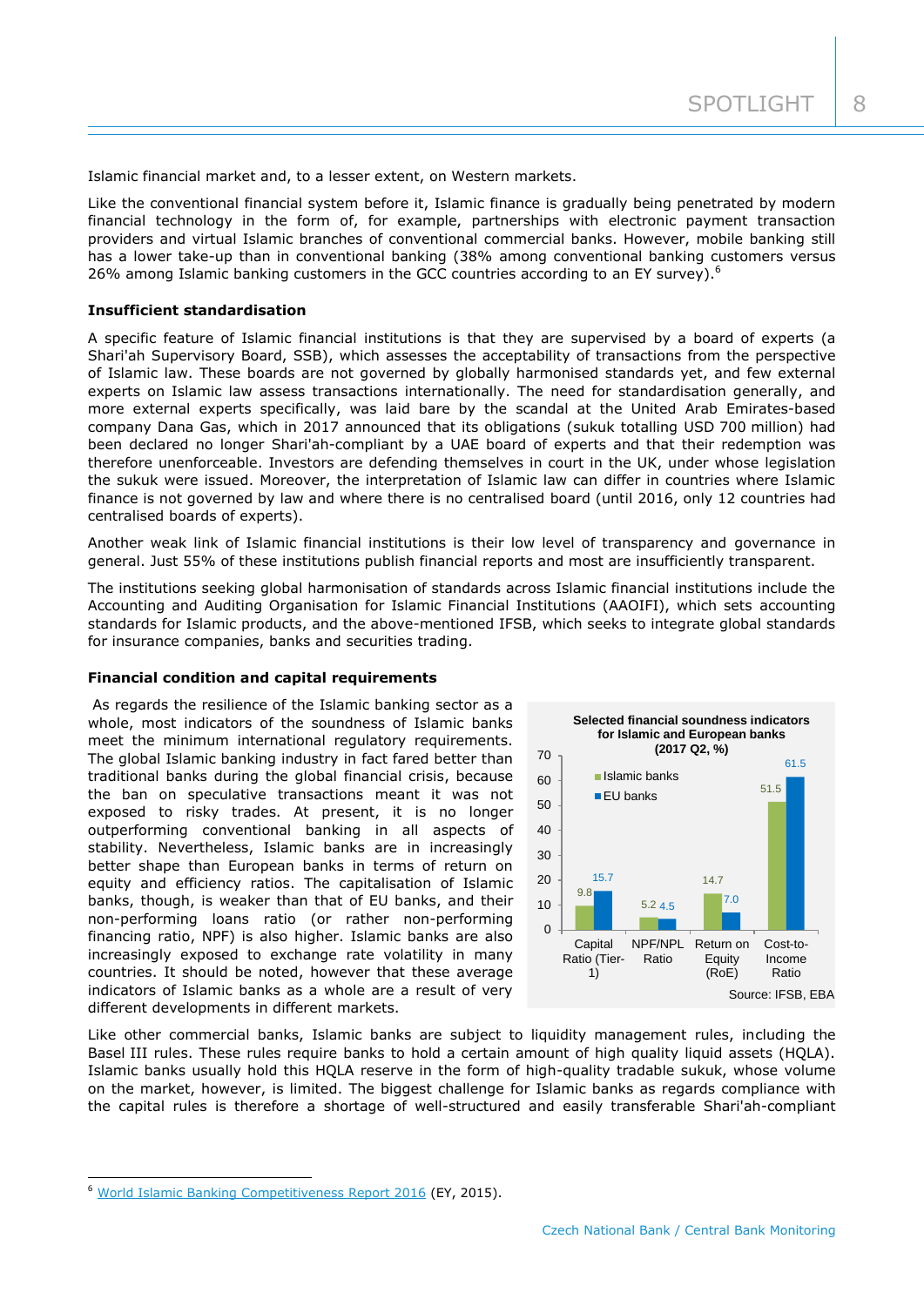Islamic financial market and, to a lesser extent, on Western markets.

Like the conventional financial system before it, Islamic finance is gradually being penetrated by modern financial technology in the form of, for example, partnerships with electronic payment transaction providers and virtual Islamic branches of conventional commercial banks. However, mobile banking still has a lower take-up than in conventional banking (38% among conventional banking customers versus 26% among Islamic banking customers in the GCC countries according to an EY survey).[6]

**Insufficient standardisation**

A specific feature of Islamic financial institutions is that they are supervised by a board of experts (a Shari'ah Supervisory Board, SSB), which assesses the acceptability of transactions from the perspective of Islamic law. These boards are not governed by globally harmonised standards yet, and few external experts on Islamic law assess transactions internationally. The need for standardisation generally, and more external experts specifically, was laid bare by the scandal at the United Arab Emirates-based company Dana Gas, which in 2017 announced that its obligations (sukuk totalling USD 700 million) had been declared no longer Shari'ah-compliant by a UAE board of experts and that their redemption was therefore unenforceable. Investors are defending themselves in court in the UK, under whose legislation the sukuk were issued. Moreover, the interpretation of Islamic law can differ in countries where Islamic finance is not governed by law and where there is no centralised board (until 2016, only 12 countries had centralised boards of experts).

Another weak link of Islamic financial institutions is their low level of transparency and governance in general. Just 55% of these institutions publish financial reports and most are insufficiently transparent.

The institutions seeking global harmonisation of standards across Islamic financial institutions include the Accounting and Auditing Organisation for Islamic Financial Institutions (AAOIFI), which sets accounting standards for Islamic products, and the above-mentioned IFSB, which seeks to integrate global standards for insurance companies, banks and securities trading.

**Financial condition and capital requirements**

As regards the resilience of the Islamic banking sector as a whole, most indicators of the soundness of Islamic banks meet the minimum international regulatory requirements. The global Islamic banking industry in fact fared better than traditional banks during the global financial crisis, because the ban on speculative transactions meant it was not exposed to risky trades. At present, it is no longer outperforming conventional banking in all aspects of stability. Nevertheless, Islamic banks are in increasingly better shape than European banks in terms of return on equity and efficiency ratios. The capitalisation of Islamic banks, though, is weaker than that of EU banks, and their non-performing loans ratio (or rather non-performing financing ratio, NPF) is also higher. Islamic banks are also increasingly exposed to exchange rate volatility in many countries. It should be noted, however that these average indicators of Islamic banks as a whole are a result of very different developments in different markets.

**Selected financial soundness indicators for Islamic and European banks (2017 Q2, %)**

| | Islamic banks | EU banks |
|---|---|---|
| Capital Ratio (Tier-1) | 9.8 | 15.7 |
| NPF/NPL Ratio | 5.2 | 4.5 |
| Return on Equity (RoE) | 14.7 | 7.0 |
| Cost-to-Income Ratio | 51.5 | 61.5 |

Source: IFSB, EBA

Like other commercial banks, Islamic banks are subject to liquidity management rules, including the Basel III rules. These rules require banks to hold a certain amount of high quality liquid assets (HQLA). Islamic banks usually hold this HQLA reserve in the form of high-quality tradable sukuk, whose volume on the market, however, is limited. The biggest challenge for Islamic banks as regards compliance with the capital rules is therefore a shortage of well-structured and easily transferable Shari'ah-compliant

[6] World Islamic Banking Competitiveness Report 2016 (EY, 2015).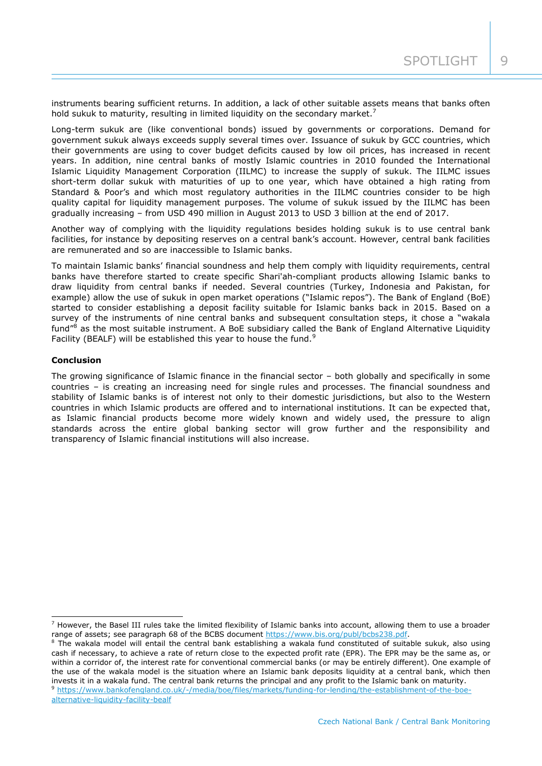instruments bearing sufficient returns. In addition, a lack of other suitable assets means that banks often hold sukuk to maturity, resulting in limited liquidity on the secondary market.[7]

Long-term sukuk are (like conventional bonds) issued by governments or corporations. Demand for government sukuk always exceeds supply several times over. Issuance of sukuk by GCC countries, which their governments are using to cover budget deficits caused by low oil prices, has increased in recent years. In addition, nine central banks of mostly Islamic countries in 2010 founded the International Islamic Liquidity Management Corporation (IILMC) to increase the supply of sukuk. The IILMC issues short-term dollar sukuk with maturities of up to one year, which have obtained a high rating from Standard & Poor's and which most regulatory authorities in the IILMC countries consider to be high quality capital for liquidity management purposes. The volume of sukuk issued by the IILMC has been gradually increasing – from USD 490 million in August 2013 to USD 3 billion at the end of 2017.

Another way of complying with the liquidity regulations besides holding sukuk is to use central bank facilities, for instance by depositing reserves on a central bank's account. However, central bank facilities are remunerated and so are inaccessible to Islamic banks.

To maintain Islamic banks' financial soundness and help them comply with liquidity requirements, central banks have therefore started to create specific Shari'ah-compliant products allowing Islamic banks to draw liquidity from central banks if needed. Several countries (Turkey, Indonesia and Pakistan, for example) allow the use of sukuk in open market operations ("Islamic repos"). The Bank of England (BoE) started to consider establishing a deposit facility suitable for Islamic banks back in 2015. Based on a survey of the instruments of nine central banks and subsequent consultation steps, it chose a "wakala fund"[8] as the most suitable instrument. A BoE subsidiary called the Bank of England Alternative Liquidity Facility (BEALF) will be established this year to house the fund.[9]

**Conclusion**

The growing significance of Islamic finance in the financial sector – both globally and specifically in some countries – is creating an increasing need for single rules and processes. The financial soundness and stability of Islamic banks is of interest not only to their domestic jurisdictions, but also to the Western countries in which Islamic products are offered and to international institutions. It can be expected that, as Islamic financial products become more widely known and widely used, the pressure to align standards across the entire global banking sector will grow further and the responsibility and transparency of Islamic financial institutions will also increase.

---

[7] However, the Basel III rules take the limited flexibility of Islamic banks into account, allowing them to use a broader range of assets; see paragraph 68 of the BCBS document https://www.bis.org/publ/bcbs238.pdf.

[8] The wakala model will entail the central bank establishing a wakala fund constituted of suitable sukuk, also using cash if necessary, to achieve a rate of return close to the expected profit rate (EPR). The EPR may be the same as, or within a corridor of, the interest rate for conventional commercial banks (or may be entirely different). One example of the use of the wakala model is the situation where an Islamic bank deposits liquidity at a central bank, which then invests it in a wakala fund. The central bank returns the principal and any profit to the Islamic bank on maturity.

[9] https://www.bankofengland.co.uk/-/media/boe/files/markets/funding-for-lending/the-establishment-of-the-boe-alternative-liquidity-facility-bealf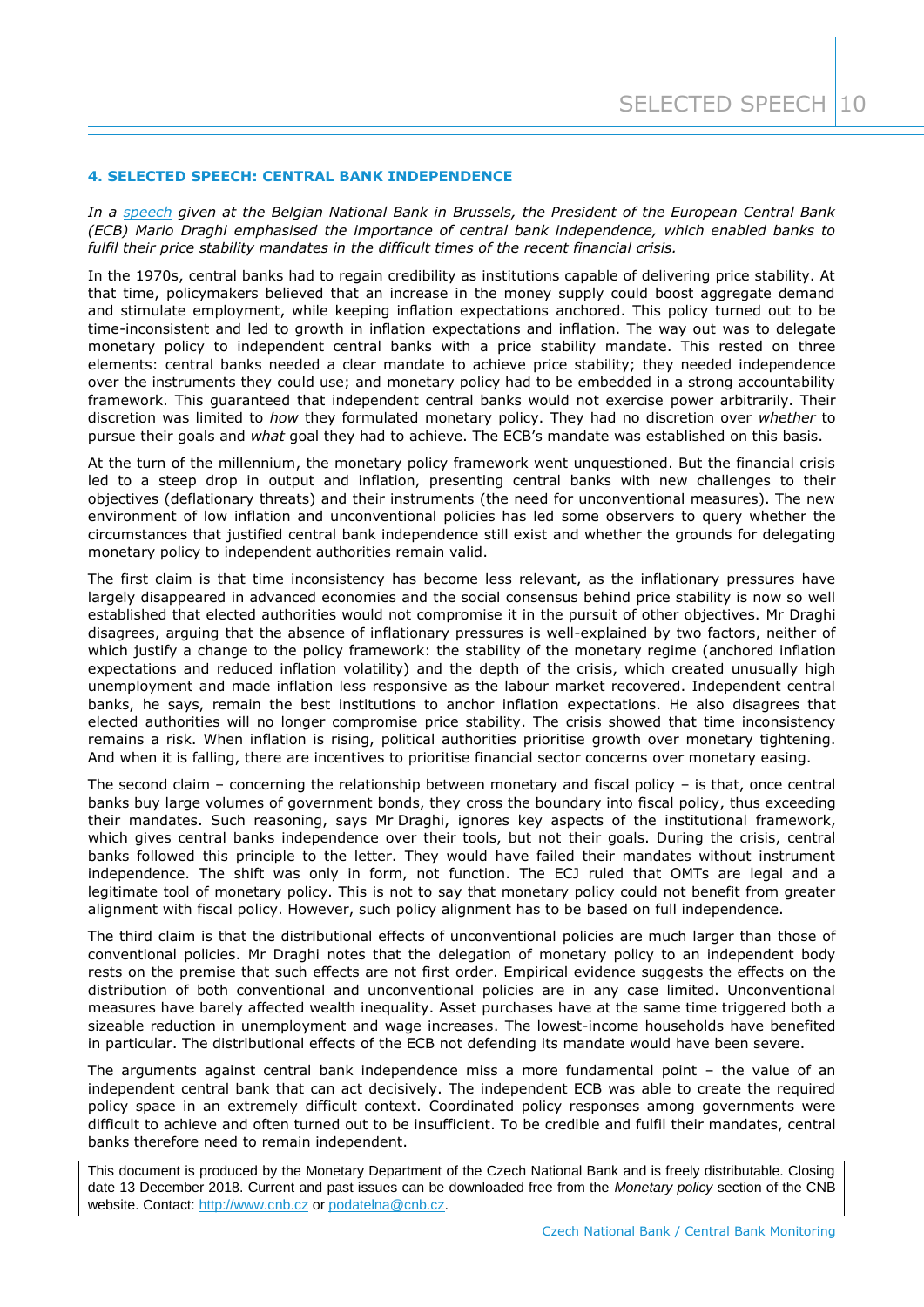## 4. SELECTED SPEECH: CENTRAL BANK INDEPENDENCE

*In a speech given at the Belgian National Bank in Brussels, the President of the European Central Bank (ECB) Mario Draghi emphasised the importance of central bank independence, which enabled banks to fulfil their price stability mandates in the difficult times of the recent financial crisis.*

In the 1970s, central banks had to regain credibility as institutions capable of delivering price stability. At that time, policymakers believed that an increase in the money supply could boost aggregate demand and stimulate employment, while keeping inflation expectations anchored. This policy turned out to be time-inconsistent and led to growth in inflation expectations and inflation. The way out was to delegate monetary policy to independent central banks with a price stability mandate. This rested on three elements: central banks needed a clear mandate to achieve price stability; they needed independence over the instruments they could use; and monetary policy had to be embedded in a strong accountability framework. This guaranteed that independent central banks would not exercise power arbitrarily. Their discretion was limited to *how* they formulated monetary policy. They had no discretion over *whether* to pursue their goals and *what* goal they had to achieve. The ECB's mandate was established on this basis.

At the turn of the millennium, the monetary policy framework went unquestioned. But the financial crisis led to a steep drop in output and inflation, presenting central banks with new challenges to their objectives (deflationary threats) and their instruments (the need for unconventional measures). The new environment of low inflation and unconventional policies has led some observers to query whether the circumstances that justified central bank independence still exist and whether the grounds for delegating monetary policy to independent authorities remain valid.

The first claim is that time inconsistency has become less relevant, as the inflationary pressures have largely disappeared in advanced economies and the social consensus behind price stability is now so well established that elected authorities would not compromise it in the pursuit of other objectives. Mr Draghi disagrees, arguing that the absence of inflationary pressures is well-explained by two factors, neither of which justify a change to the policy framework: the stability of the monetary regime (anchored inflation expectations and reduced inflation volatility) and the depth of the crisis, which created unusually high unemployment and made inflation less responsive as the labour market recovered. Independent central banks, he says, remain the best institutions to anchor inflation expectations. He also disagrees that elected authorities will no longer compromise price stability. The crisis showed that time inconsistency remains a risk. When inflation is rising, political authorities prioritise growth over monetary tightening. And when it is falling, there are incentives to prioritise financial sector concerns over monetary easing.

The second claim – concerning the relationship between monetary and fiscal policy – is that, once central banks buy large volumes of government bonds, they cross the boundary into fiscal policy, thus exceeding their mandates. Such reasoning, says Mr Draghi, ignores key aspects of the institutional framework, which gives central banks independence over their tools, but not their goals. During the crisis, central banks followed this principle to the letter. They would have failed their mandates without instrument independence. The shift was only in form, not function. The ECJ ruled that OMTs are legal and a legitimate tool of monetary policy. This is not to say that monetary policy could not benefit from greater alignment with fiscal policy. However, such policy alignment has to be based on full independence.

The third claim is that the distributional effects of unconventional policies are much larger than those of conventional policies. Mr Draghi notes that the delegation of monetary policy to an independent body rests on the premise that such effects are not first order. Empirical evidence suggests the effects on the distribution of both conventional and unconventional policies are in any case limited. Unconventional measures have barely affected wealth inequality. Asset purchases have at the same time triggered both a sizeable reduction in unemployment and wage increases. The lowest-income households have benefited in particular. The distributional effects of the ECB not defending its mandate would have been severe.

The arguments against central bank independence miss a more fundamental point – the value of an independent central bank that can act decisively. The independent ECB was able to create the required policy space in an extremely difficult context. Coordinated policy responses among governments were difficult to achieve and often turned out to be insufficient. To be credible and fulfil their mandates, central banks therefore need to remain independent.

This document is produced by the Monetary Department of the Czech National Bank and is freely distributable. Closing date 13 December 2018. Current and past issues can be downloaded free from the *Monetary policy* section of the CNB website. Contact: http://www.cnb.cz or podatelna@cnb.cz.